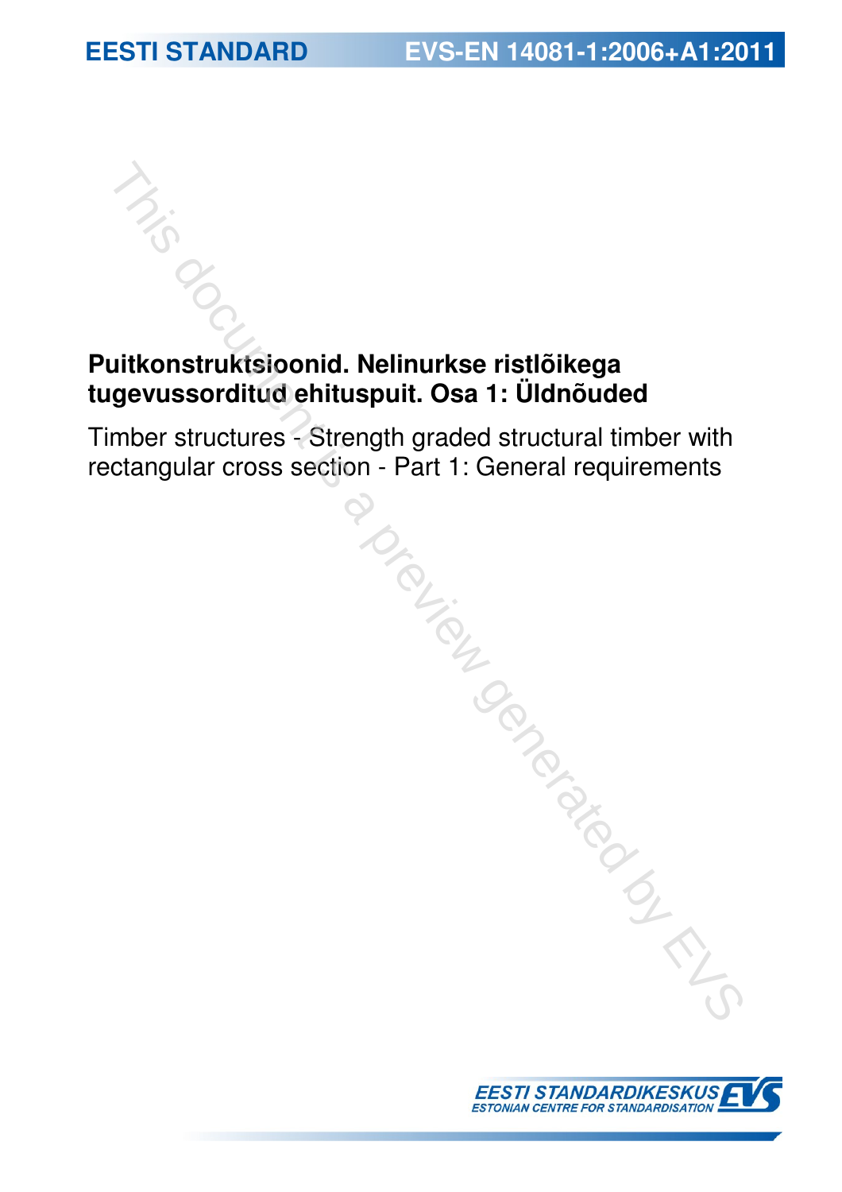EESTI STANDARD

EVS-EN 14081-1:2006+A1:2011

**Puitkonstruktsioonid. Nelinurkse ristlõikega tugevussorditud ehituspuit. Osa 1: Üldnõuded**

Timber structures - Strength graded structural timber with rectangular cross section - Part 1: General requirements

EESTI STANDARDIKESKUS
ESTONIAN CENTRE FOR STANDARDISATION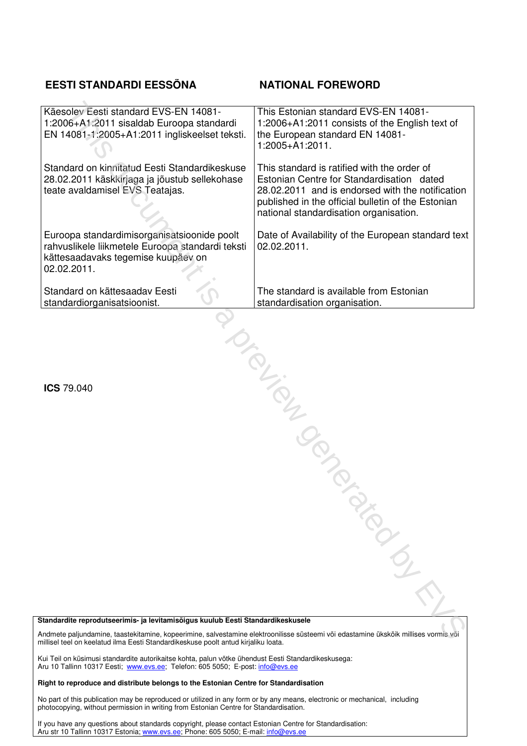| **EESTI STANDARDI EESSÕNA** | **NATIONAL FOREWORD** |
|---|---|
| Käesolev Eesti standard EVS-EN 14081-1:2006+A1:2011 sisaldab Euroopa standardi EN 14081-1:2005+A1:2011 ingliskeelset teksti. | This Estonian standard EVS-EN 14081-1:2006+A1:2011 consists of the English text of the European standard EN 14081-1:2005+A1:2011. |
| Standard on kinnitatud Eesti Standardikeskuse 28.02.2011 käskkirjaga ja jõustub sellekohase teate avaldamisel EVS Teatajas. | This standard is ratified with the order of Estonian Centre for Standardisation dated 28.02.2011 and is endorsed with the notification published in the official bulletin of the Estonian national standardisation organisation. |
| Euroopa standardimisorganisatsioonide poolt rahvuslikele liikmetele Euroopa standardi teksti kättesaadavaks tegemise kuupäev on 02.02.2011. | Date of Availability of the European standard text 02.02.2011. |
| Standard on kättesaadav Eesti standardiorganisatsioonist. | The standard is available from Estonian standardisation organisation. |

**ICS** 79.040

**Standardite reprodutseerimis- ja levitamisõigus kuulub Eesti Standardikeskusele**

Andmete paljundamine, taastekitamine, kopeerimine, salvestamine elektroonilisse süsteemi või edastamine ükskõik millises vormis või millisel teel on keelatud ilma Eesti Standardikeskuse poolt antud kirjaliku loata.

Kui Teil on küsimusi standardite autorikaitse kohta, palun võtke ühendust Eesti Standardikeskusega:
Aru 10 Tallinn 10317 Eesti; www.evs.ee; Telefon: 605 5050; E-post: info@evs.ee

**Right to reproduce and distribute belongs to the Estonian Centre for Standardisation**

No part of this publication may be reproduced or utilized in any form or by any means, electronic or mechanical, including photocopying, without permission in writing from Estonian Centre for Standardisation.

If you have any questions about standards copyright, please contact Estonian Centre for Standardisation:
Aru str 10 Tallinn 10317 Estonia; www.evs.ee; Phone: 605 5050; E-mail: info@evs.ee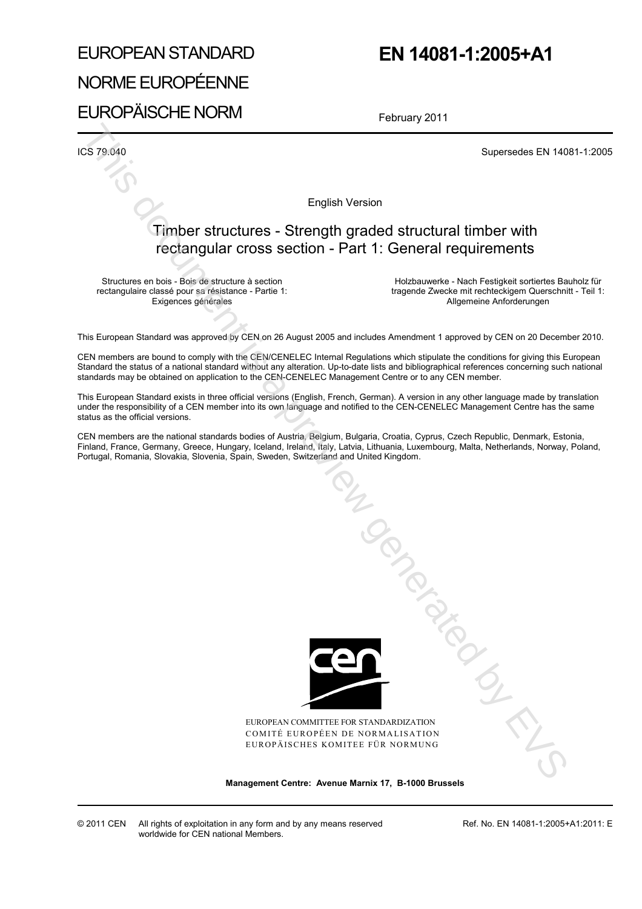EUROPEAN STANDARD

NORME EUROPÉENNE

EUROPÄISCHE NORM

# EN 14081-1:2005+A1

February 2011

ICS 79.040

Supersedes EN 14081-1:2005

English Version

## Timber structures - Strength graded structural timber with rectangular cross section - Part 1: General requirements

Structures en bois - Bois de structure à section rectangulaire classé pour sa résistance - Partie 1: Exigences générales

Holzbauwerke - Nach Festigkeit sortiertes Bauholz für tragende Zwecke mit rechteckigem Querschnitt - Teil 1: Allgemeine Anforderungen

This European Standard was approved by CEN on 26 August 2005 and includes Amendment 1 approved by CEN on 20 December 2010.

CEN members are bound to comply with the CEN/CENELEC Internal Regulations which stipulate the conditions for giving this European Standard the status of a national standard without any alteration. Up-to-date lists and bibliographical references concerning such national standards may be obtained on application to the CEN-CENELEC Management Centre or to any CEN member.

This European Standard exists in three official versions (English, French, German). A version in any other language made by translation under the responsibility of a CEN member into its own language and notified to the CEN-CENELEC Management Centre has the same status as the official versions.

CEN members are the national standards bodies of Austria, Belgium, Bulgaria, Croatia, Cyprus, Czech Republic, Denmark, Estonia, Finland, France, Germany, Greece, Hungary, Iceland, Ireland, Italy, Latvia, Lithuania, Luxembourg, Malta, Netherlands, Norway, Poland, Portugal, Romania, Slovakia, Slovenia, Spain, Sweden, Switzerland and United Kingdom.

EUROPEAN COMMITTEE FOR STANDARDIZATION
COMITÉ EUROPÉEN DE NORMALISATION
EUROPÄISCHES KOMITEE FÜR NORMUNG

**Management Centre: Avenue Marnix 17, B-1000 Brussels**

© 2011 CEN All rights of exploitation in any form and by any means reserved worldwide for CEN national Members.

Ref. No. EN 14081-1:2005+A1:2011: E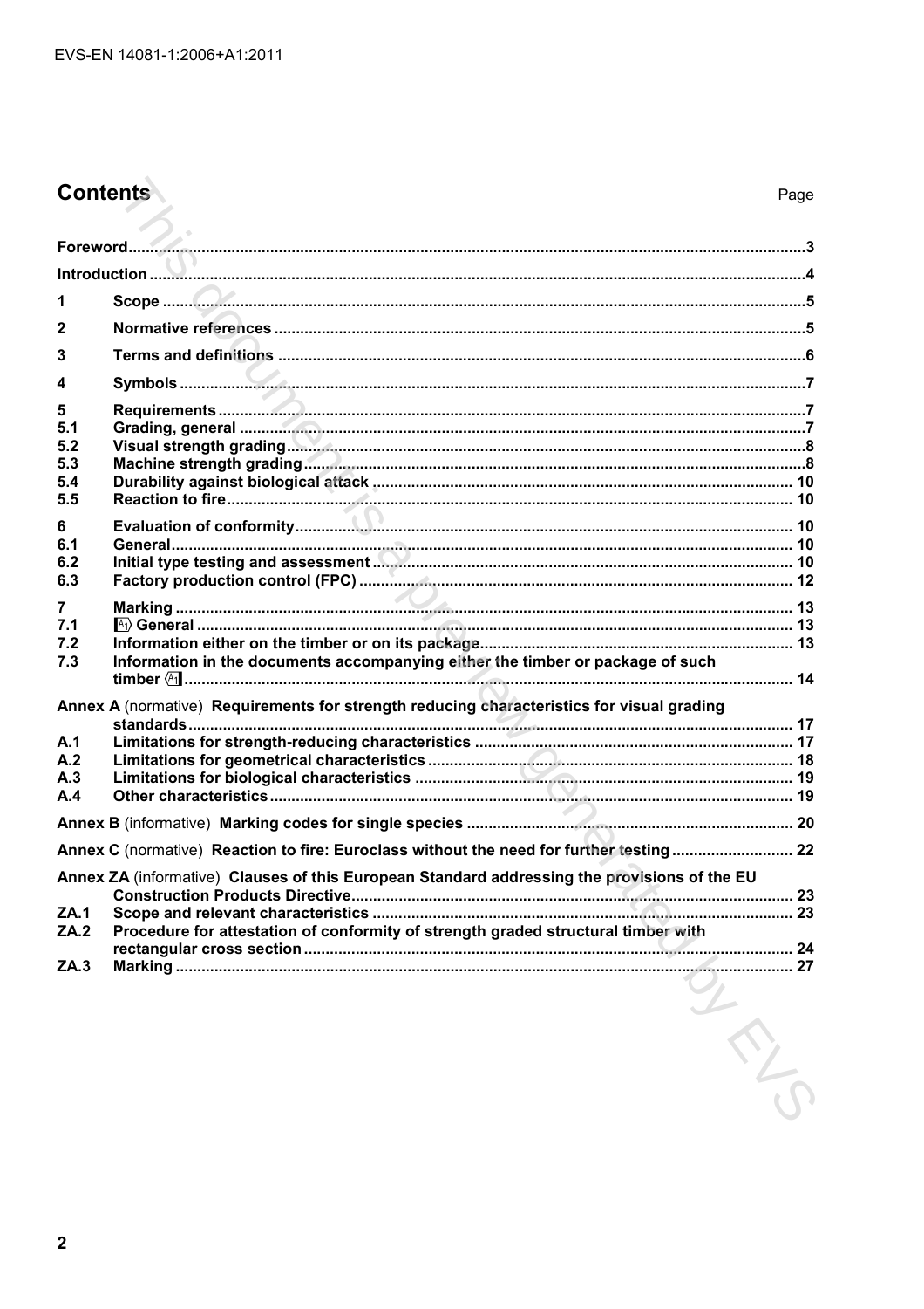# Contents

| | | Page |
|---|---|---|
| **Foreword** | | **3** |
| **Introduction** | | **4** |
| **1** | **Scope** | **5** |
| **2** | **Normative references** | **5** |
| **3** | **Terms and definitions** | **6** |
| **4** | **Symbols** | **7** |
| **5** | **Requirements** | **7** |
| **5.1** | **Grading, general** | **7** |
| **5.2** | **Visual strength grading** | **8** |
| **5.3** | **Machine strength grading** | **8** |
| **5.4** | **Durability against biological attack** | **10** |
| **5.5** | **Reaction to fire** | **10** |
| **6** | **Evaluation of conformity** | **10** |
| **6.1** | **General** | **10** |
| **6.2** | **Initial type testing and assessment** | **10** |
| **6.3** | **Factory production control (FPC)** | **12** |
| **7** | **Marking** | **13** |
| **7.1** | **A1 General** | **13** |
| **7.2** | **Information either on the timber or on its package** | **13** |
| **7.3** | **Information in the documents accompanying either the timber or package of such timber A1** | **14** |
| **Annex A** (normative) | **Requirements for strength reducing characteristics for visual grading standards** | **17** |
| **A.1** | **Limitations for strength-reducing characteristics** | **17** |
| **A.2** | **Limitations for geometrical characteristics** | **18** |
| **A.3** | **Limitations for biological characteristics** | **19** |
| **A.4** | **Other characteristics** | **19** |
| **Annex B** (informative) | **Marking codes for single species** | **20** |
| **Annex C** (normative) | **Reaction to fire: Euroclass without the need for further testing** | **22** |
| **Annex ZA** (informative) | **Clauses of this European Standard addressing the provisions of the EU Construction Products Directive** | **23** |
| **ZA.1** | **Scope and relevant characteristics** | **23** |
| **ZA.2** | **Procedure for attestation of conformity of strength graded structural timber with rectangular cross section** | **24** |
| **ZA.3** | **Marking** | **27** |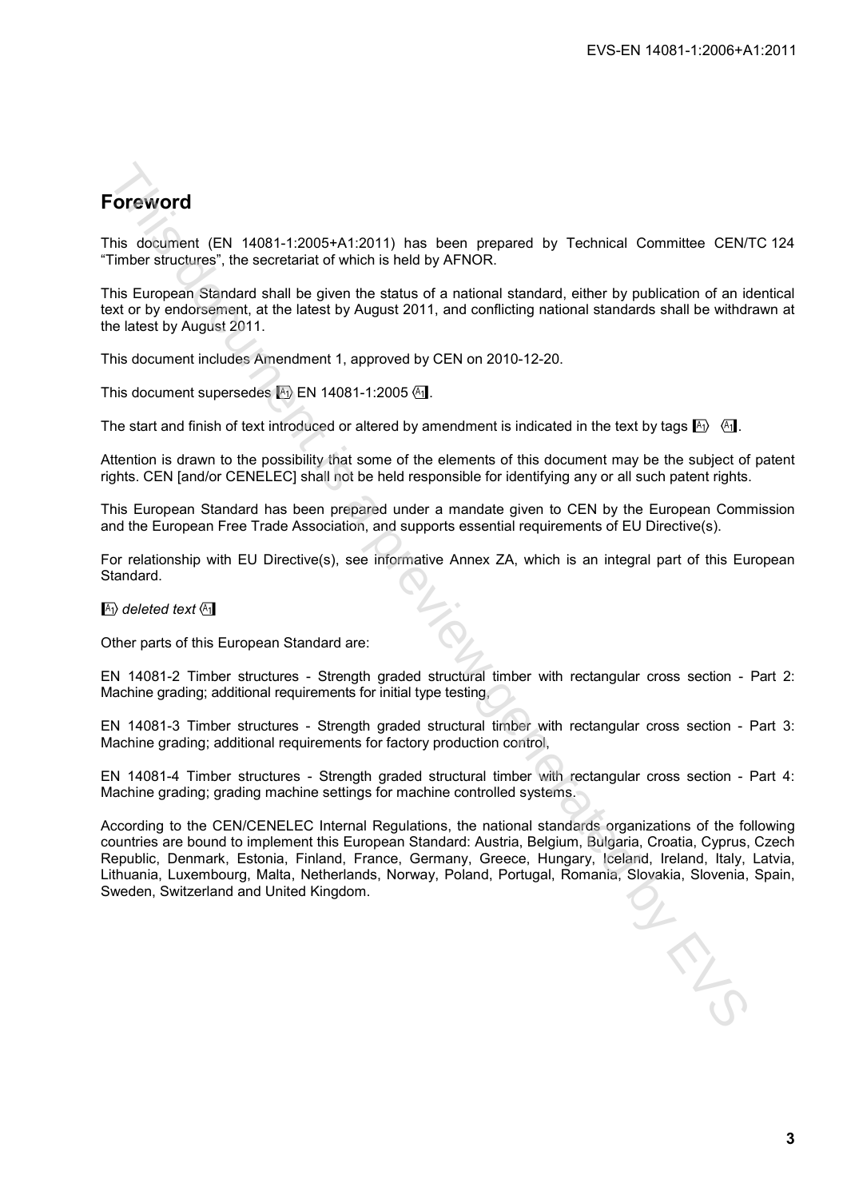# Foreword

This document (EN 14081-1:2005+A1:2011) has been prepared by Technical Committee CEN/TC 124 “Timber structures”, the secretariat of which is held by AFNOR.

This European Standard shall be given the status of a national standard, either by publication of an identical text or by endorsement, at the latest by August 2011, and conflicting national standards shall be withdrawn at the latest by August 2011.

This document includes Amendment 1, approved by CEN on 2010-12-20.

This document supersedes [A1) EN 14081-1:2005 (A1].

The start and finish of text introduced or altered by amendment is indicated in the text by tags [A1) (A1].

Attention is drawn to the possibility that some of the elements of this document may be the subject of patent rights. CEN [and/or CENELEC] shall not be held responsible for identifying any or all such patent rights.

This European Standard has been prepared under a mandate given to CEN by the European Commission and the European Free Trade Association, and supports essential requirements of EU Directive(s).

For relationship with EU Directive(s), see informative Annex ZA, which is an integral part of this European Standard.

[A1) *deleted text* (A1]

Other parts of this European Standard are:

EN 14081-2 Timber structures - Strength graded structural timber with rectangular cross section - Part 2: Machine grading; additional requirements for initial type testing,

EN 14081-3 Timber structures - Strength graded structural timber with rectangular cross section - Part 3: Machine grading; additional requirements for factory production control,

EN 14081-4 Timber structures - Strength graded structural timber with rectangular cross section - Part 4: Machine grading; grading machine settings for machine controlled systems.

According to the CEN/CENELEC Internal Regulations, the national standards organizations of the following countries are bound to implement this European Standard: Austria, Belgium, Bulgaria, Croatia, Cyprus, Czech Republic, Denmark, Estonia, Finland, France, Germany, Greece, Hungary, Iceland, Ireland, Italy, Latvia, Lithuania, Luxembourg, Malta, Netherlands, Norway, Poland, Portugal, Romania, Slovakia, Slovenia, Spain, Sweden, Switzerland and United Kingdom.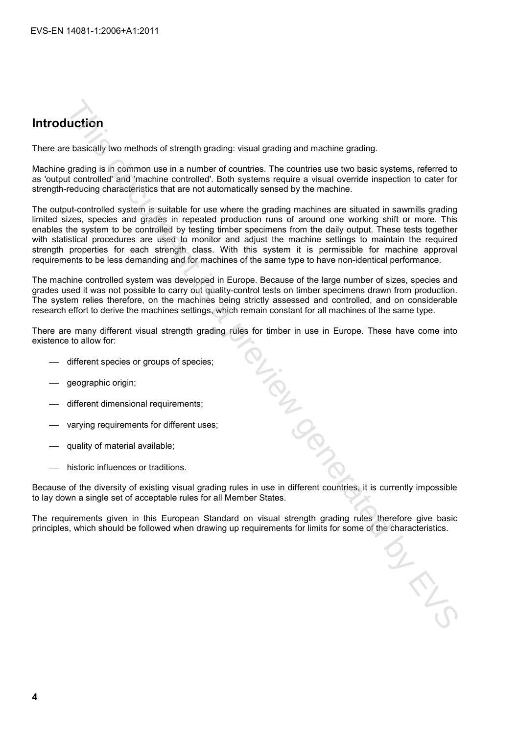## Introduction

There are basically two methods of strength grading: visual grading and machine grading.

Machine grading is in common use in a number of countries. The countries use two basic systems, referred to as 'output controlled' and 'machine controlled'. Both systems require a visual override inspection to cater for strength-reducing characteristics that are not automatically sensed by the machine.

The output-controlled system is suitable for use where the grading machines are situated in sawmills grading limited sizes, species and grades in repeated production runs of around one working shift or more. This enables the system to be controlled by testing timber specimens from the daily output. These tests together with statistical procedures are used to monitor and adjust the machine settings to maintain the required strength properties for each strength class. With this system it is permissible for machine approval requirements to be less demanding and for machines of the same type to have non-identical performance.

The machine controlled system was developed in Europe. Because of the large number of sizes, species and grades used it was not possible to carry out quality-control tests on timber specimens drawn from production. The system relies therefore, on the machines being strictly assessed and controlled, and on considerable research effort to derive the machines settings, which remain constant for all machines of the same type.

There are many different visual strength grading rules for timber in use in Europe. These have come into existence to allow for:

- different species or groups of species;
- geographic origin;
- different dimensional requirements;
- varying requirements for different uses;
- quality of material available;
- historic influences or traditions.

Because of the diversity of existing visual grading rules in use in different countries, it is currently impossible to lay down a single set of acceptable rules for all Member States.

The requirements given in this European Standard on visual strength grading rules therefore give basic principles, which should be followed when drawing up requirements for limits for some of the characteristics.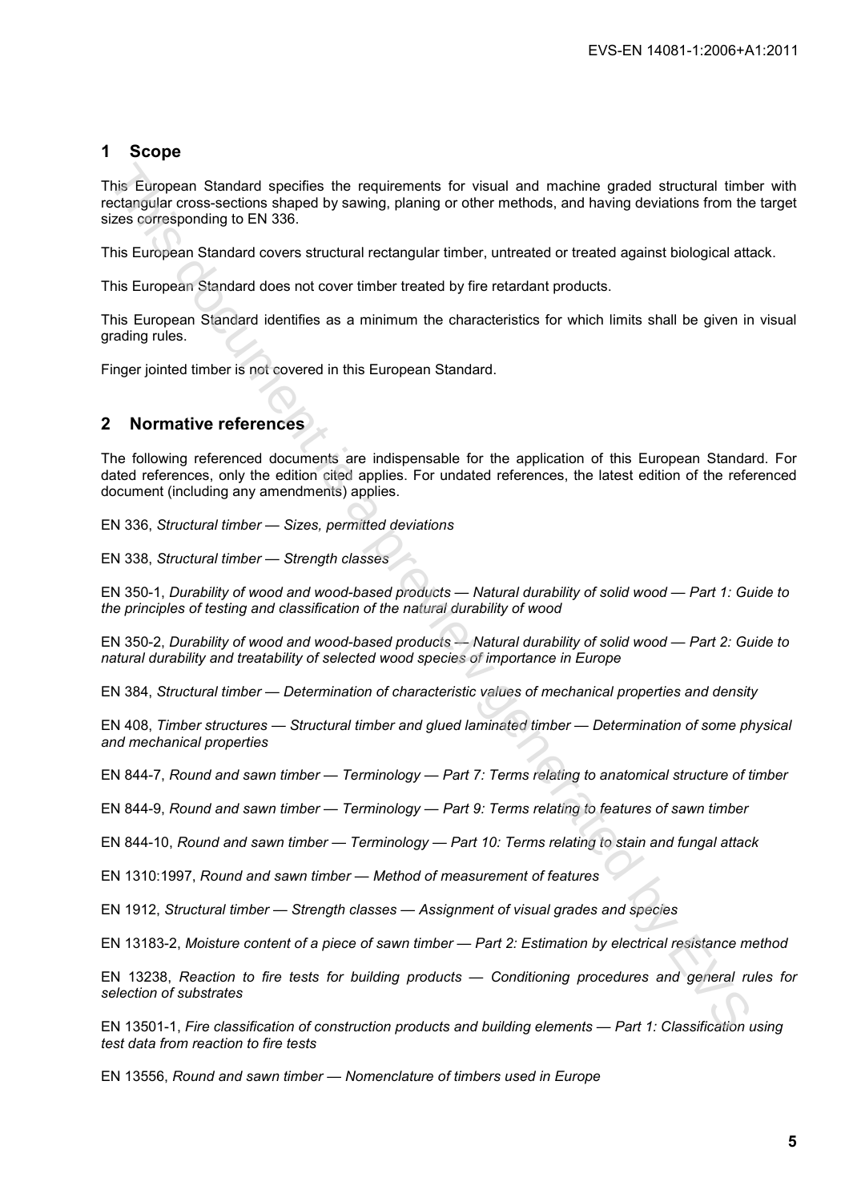## 1 Scope

This European Standard specifies the requirements for visual and machine graded structural timber with rectangular cross-sections shaped by sawing, planing or other methods, and having deviations from the target sizes corresponding to EN 336.

This European Standard covers structural rectangular timber, untreated or treated against biological attack.

This European Standard does not cover timber treated by fire retardant products.

This European Standard identifies as a minimum the characteristics for which limits shall be given in visual grading rules.

Finger jointed timber is not covered in this European Standard.

## 2 Normative references

The following referenced documents are indispensable for the application of this European Standard. For dated references, only the edition cited applies. For undated references, the latest edition of the referenced document (including any amendments) applies.

EN 336, *Structural timber — Sizes, permitted deviations*

EN 338, *Structural timber — Strength classes*

EN 350-1, *Durability of wood and wood-based products — Natural durability of solid wood — Part 1: Guide to the principles of testing and classification of the natural durability of wood*

EN 350-2, *Durability of wood and wood-based products — Natural durability of solid wood — Part 2: Guide to natural durability and treatability of selected wood species of importance in Europe*

EN 384, *Structural timber — Determination of characteristic values of mechanical properties and density*

EN 408, *Timber structures — Structural timber and glued laminated timber — Determination of some physical and mechanical properties*

EN 844-7, *Round and sawn timber — Terminology — Part 7: Terms relating to anatomical structure of timber*

EN 844-9, *Round and sawn timber — Terminology — Part 9: Terms relating to features of sawn timber*

EN 844-10, *Round and sawn timber — Terminology — Part 10: Terms relating to stain and fungal attack*

EN 1310:1997, *Round and sawn timber — Method of measurement of features*

EN 1912, *Structural timber — Strength classes — Assignment of visual grades and species*

EN 13183-2, *Moisture content of a piece of sawn timber — Part 2: Estimation by electrical resistance method*

EN 13238, *Reaction to fire tests for building products — Conditioning procedures and general rules for selection of substrates*

EN 13501-1, *Fire classification of construction products and building elements — Part 1: Classification using test data from reaction to fire tests*

EN 13556, *Round and sawn timber — Nomenclature of timbers used in Europe*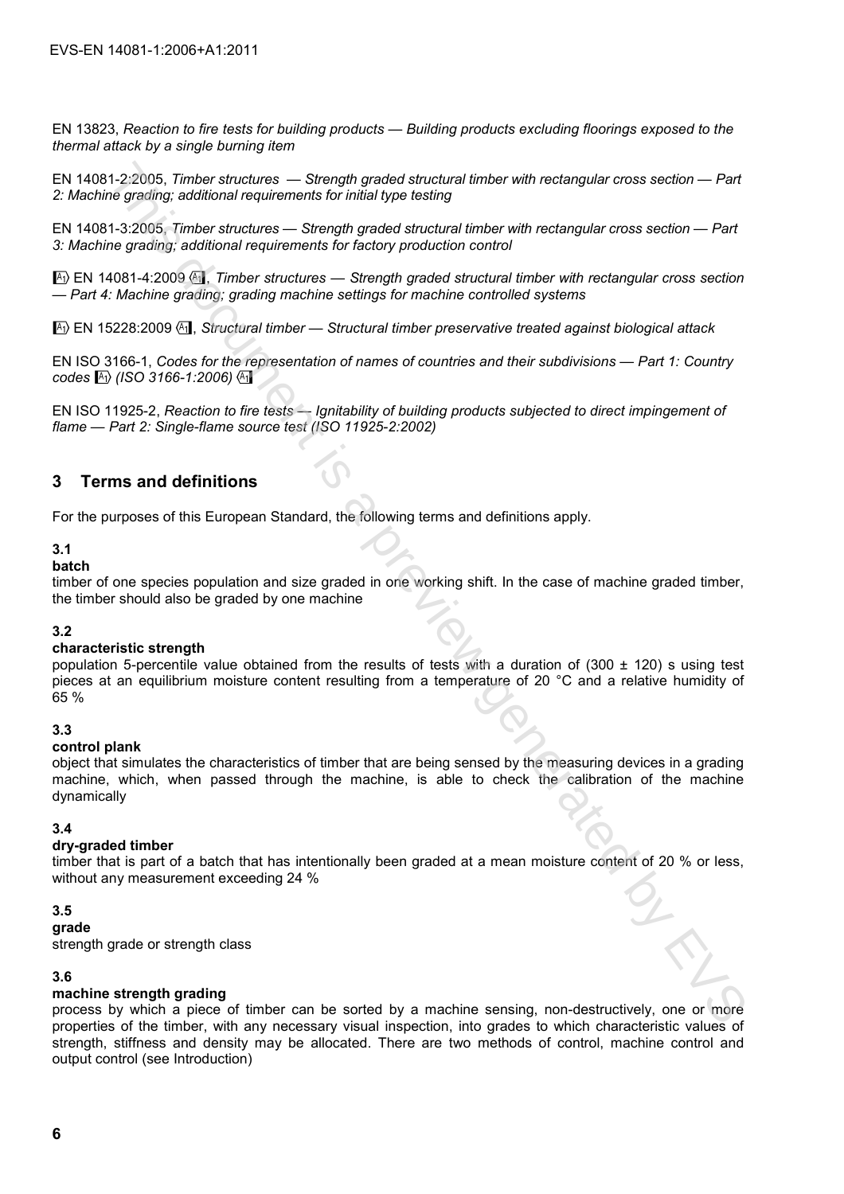EN 13823, *Reaction to fire tests for building products — Building products excluding floorings exposed to the thermal attack by a single burning item*

EN 14081-2:2005, *Timber structures — Strength graded structural timber with rectangular cross section — Part 2: Machine grading; additional requirements for initial type testing*

EN 14081-3:2005, *Timber structures — Strength graded structural timber with rectangular cross section — Part 3: Machine grading; additional requirements for factory production control*

[A1) EN 14081-4:2009 (A1], *Timber structures — Strength graded structural timber with rectangular cross section — Part 4: Machine grading; grading machine settings for machine controlled systems*

[A1) EN 15228:2009 (A1], *Structural timber — Structural timber preservative treated against biological attack*

EN ISO 3166-1, *Codes for the representation of names of countries and their subdivisions — Part 1: Country codes* [A1) *(ISO 3166-1:2006)* (A1]

EN ISO 11925-2, *Reaction to fire tests — Ignitability of building products subjected to direct impingement of flame — Part 2: Single-flame source test (ISO 11925-2:2002)*

## 3 Terms and definitions

For the purposes of this European Standard, the following terms and definitions apply.

**3.1**
**batch**
timber of one species population and size graded in one working shift. In the case of machine graded timber, the timber should also be graded by one machine

**3.2**
**characteristic strength**
population 5-percentile value obtained from the results of tests with a duration of (300 ± 120) s using test pieces at an equilibrium moisture content resulting from a temperature of 20 °C and a relative humidity of 65 %

**3.3**
**control plank**
object that simulates the characteristics of timber that are being sensed by the measuring devices in a grading machine, which, when passed through the machine, is able to check the calibration of the machine dynamically

**3.4**
**dry-graded timber**
timber that is part of a batch that has intentionally been graded at a mean moisture content of 20 % or less, without any measurement exceeding 24 %

**3.5**
**grade**
strength grade or strength class

**3.6**
**machine strength grading**
process by which a piece of timber can be sorted by a machine sensing, non-destructively, one or more properties of the timber, with any necessary visual inspection, into grades to which characteristic values of strength, stiffness and density may be allocated. There are two methods of control, machine control and output control (see Introduction)